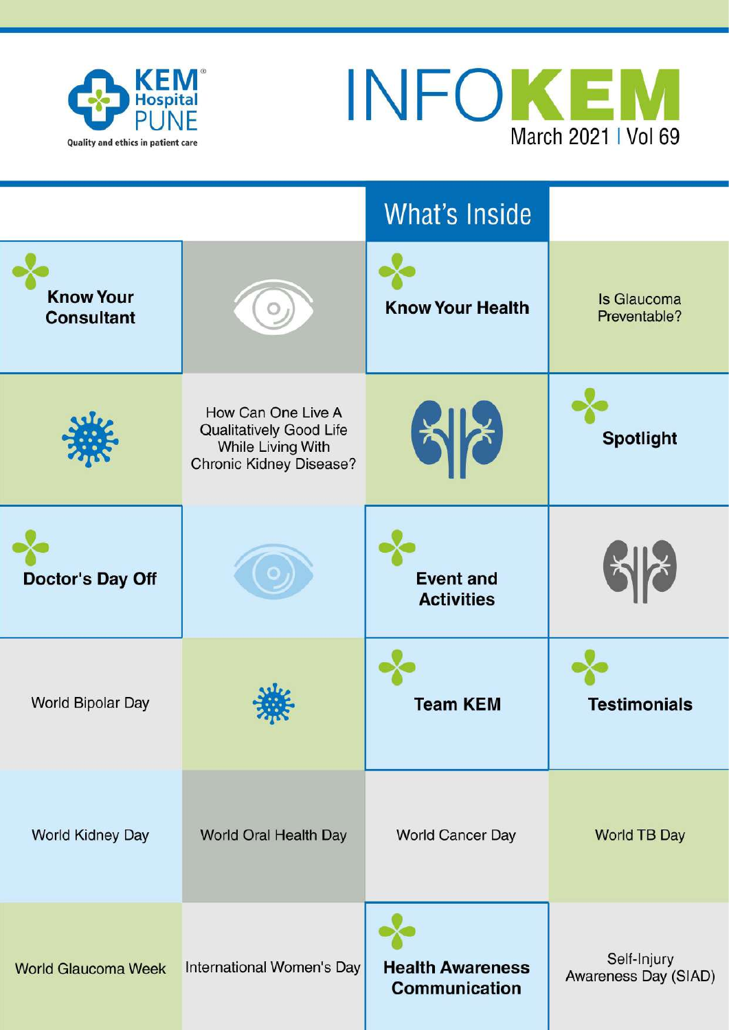KEM Hospital PUNE

Quality and ethics in patient care

# INFOKEM

March 2021 | Vol 69

## What's Inside

- **Know Your Consultant**
- **Know Your Health**
  - Is Glaucoma Preventable?
  - How Can One Live A Qualitatively Good Life While Living With Chronic Kidney Disease?
- **Spotlight**
- **Doctor's Day Off**
- **Event and Activities**
  - World Bipolar Day
- **Team KEM**
- **Testimonials**
- World Kidney Day
- World Oral Health Day
- World Cancer Day
- World TB Day
- World Glaucoma Week
- International Women's Day
- **Health Awareness Communication**
- Self-Injury Awareness Day (SIAD)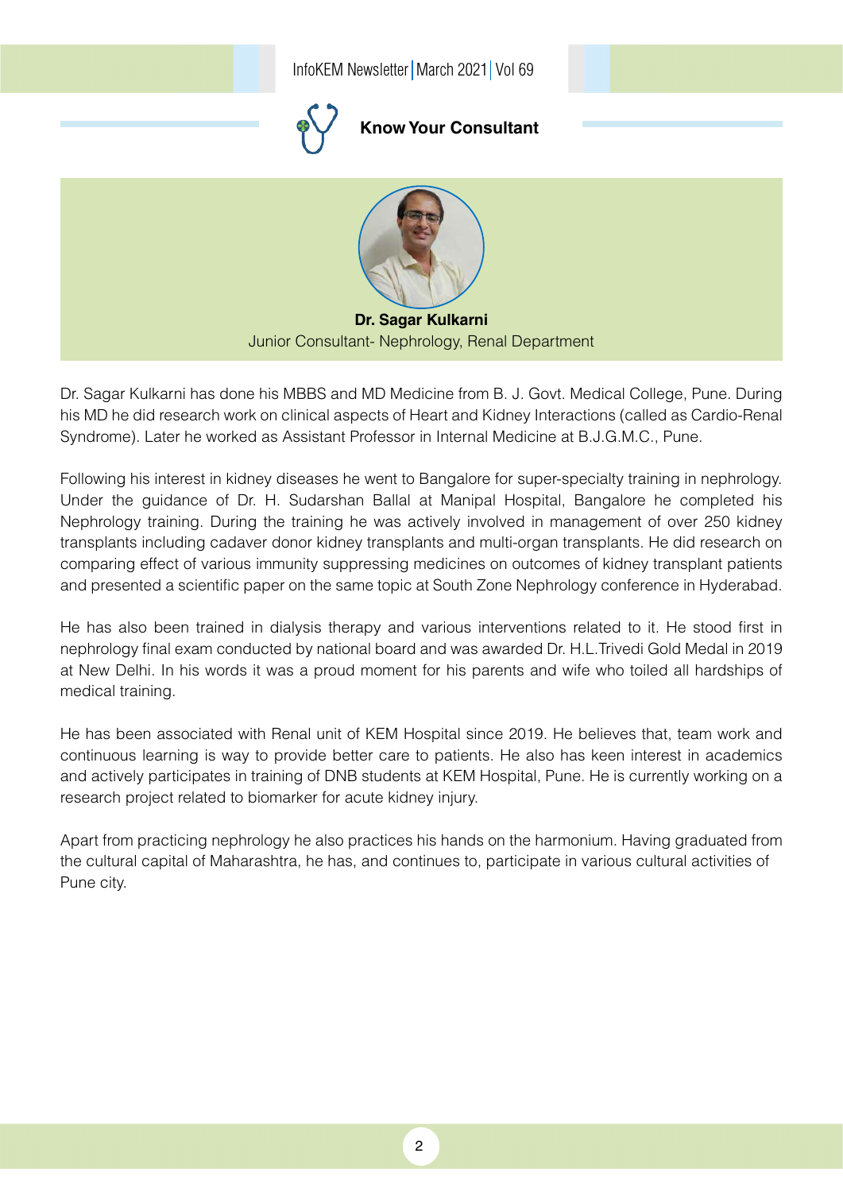## Know Your Consultant

**Dr. Sagar Kulkarni**

Junior Consultant- Nephrology, Renal Department

Dr. Sagar Kulkarni has done his MBBS and MD Medicine from B. J. Govt. Medical College, Pune. During his MD he did research work on clinical aspects of Heart and Kidney Interactions (called as Cardio-Renal Syndrome). Later he worked as Assistant Professor in Internal Medicine at B.J.G.M.C., Pune.

Following his interest in kidney diseases he went to Bangalore for super-specialty training in nephrology. Under the guidance of Dr. H. Sudarshan Ballal at Manipal Hospital, Bangalore he completed his Nephrology training. During the training he was actively involved in management of over 250 kidney transplants including cadaver donor kidney transplants and multi-organ transplants. He did research on comparing effect of various immunity suppressing medicines on outcomes of kidney transplant patients and presented a scientific paper on the same topic at South Zone Nephrology conference in Hyderabad.

He has also been trained in dialysis therapy and various interventions related to it. He stood first in nephrology final exam conducted by national board and was awarded Dr. H.L.Trivedi Gold Medal in 2019 at New Delhi. In his words it was a proud moment for his parents and wife who toiled all hardships of medical training.

He has been associated with Renal unit of KEM Hospital since 2019. He believes that, team work and continuous learning is way to provide better care to patients. He also has keen interest in academics and actively participates in training of DNB students at KEM Hospital, Pune. He is currently working on a research project related to biomarker for acute kidney injury.

Apart from practicing nephrology he also practices his hands on the harmonium. Having graduated from the cultural capital of Maharashtra, he has, and continues to, participate in various cultural activities of Pune city.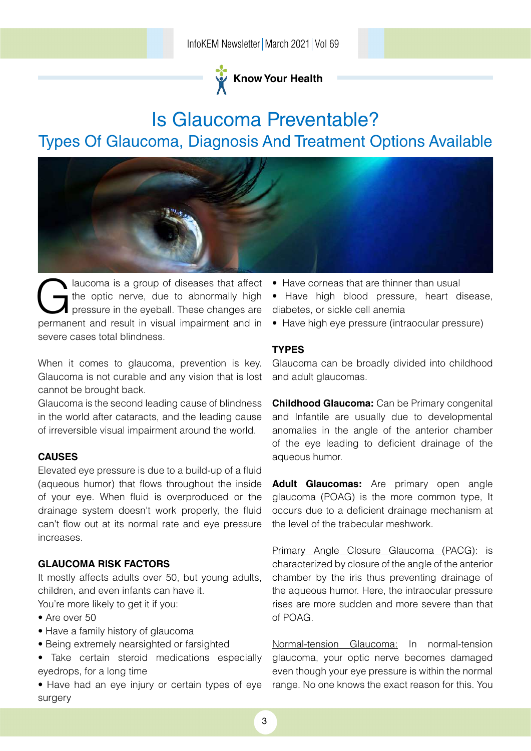Know Your Health

# Is Glaucoma Preventable?

## Types Of Glaucoma, Diagnosis And Treatment Options Available

Glaucoma is a group of diseases that affect the optic nerve, due to abnormally high pressure in the eyeball. These changes are permanent and result in visual impairment and in severe cases total blindness.

When it comes to glaucoma, prevention is key. Glaucoma is not curable and any vision that is lost cannot be brought back.

Glaucoma is the second leading cause of blindness in the world after cataracts, and the leading cause of irreversible visual impairment around the world.

### CAUSES

Elevated eye pressure is due to a build-up of a fluid (aqueous humor) that flows throughout the inside of your eye. When fluid is overproduced or the drainage system doesn't work properly, the fluid can't flow out at its normal rate and eye pressure increases.

### GLAUCOMA RISK FACTORS

It mostly affects adults over 50, but young adults, children, and even infants can have it.

You're more likely to get it if you:

- Are over 50
- Have a family history of glaucoma
- Being extremely nearsighted or farsighted
- Take certain steroid medications especially eyedrops, for a long time
- Have had an eye injury or certain types of eye surgery
- Have corneas that are thinner than usual
- Have high blood pressure, heart disease, diabetes, or sickle cell anemia
- Have high eye pressure (intraocular pressure)

### TYPES

Glaucoma can be broadly divided into childhood and adult glaucomas.

**Childhood Glaucoma:** Can be Primary congenital and Infantile are usually due to developmental anomalies in the angle of the anterior chamber of the eye leading to deficient drainage of the aqueous humor.

**Adult Glaucomas:** Are primary open angle glaucoma (POAG) is the more common type, It occurs due to a deficient drainage mechanism at the level of the trabecular meshwork.

Primary Angle Closure Glaucoma (PACG): is characterized by closure of the angle of the anterior chamber by the iris thus preventing drainage of the aqueous humor. Here, the intraocular pressure rises are more sudden and more severe than that of POAG.

Normal-tension Glaucoma: In normal-tension glaucoma, your optic nerve becomes damaged even though your eye pressure is within the normal range. No one knows the exact reason for this. You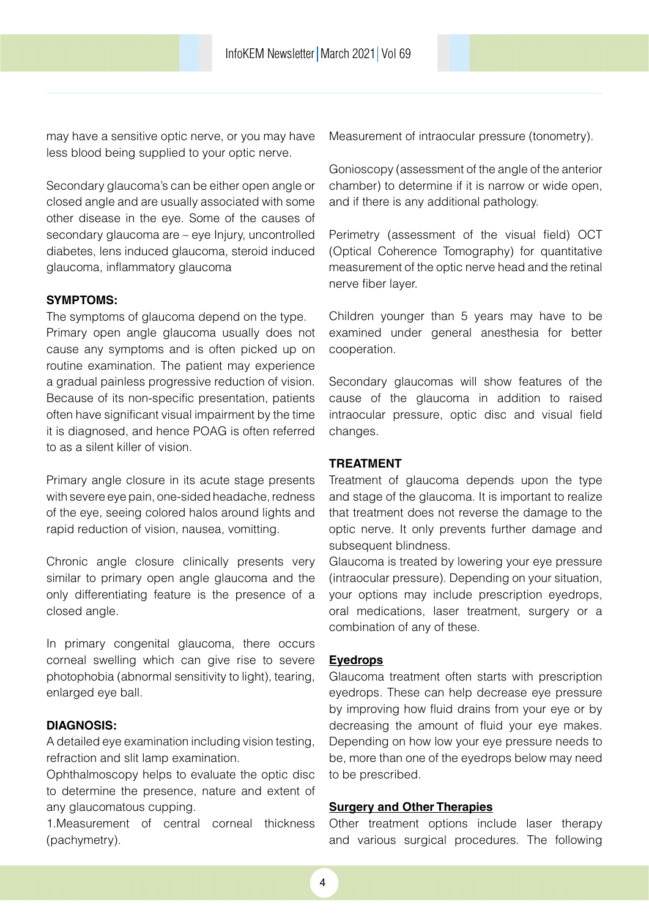may have a sensitive optic nerve, or you may have less blood being supplied to your optic nerve.

Secondary glaucoma's can be either open angle or closed angle and are usually associated with some other disease in the eye. Some of the causes of secondary glaucoma are – eye Injury, uncontrolled diabetes, lens induced glaucoma, steroid induced glaucoma, inflammatory glaucoma

**SYMPTOMS:**

The symptoms of glaucoma depend on the type. Primary open angle glaucoma usually does not cause any symptoms and is often picked up on routine examination. The patient may experience a gradual painless progressive reduction of vision. Because of its non-specific presentation, patients often have significant visual impairment by the time it is diagnosed, and hence POAG is often referred to as a silent killer of vision.

Primary angle closure in its acute stage presents with severe eye pain, one-sided headache, redness of the eye, seeing colored halos around lights and rapid reduction of vision, nausea, vomitting.

Chronic angle closure clinically presents very similar to primary open angle glaucoma and the only differentiating feature is the presence of a closed angle.

In primary congenital glaucoma, there occurs corneal swelling which can give rise to severe photophobia (abnormal sensitivity to light), tearing, enlarged eye ball.

**DIAGNOSIS:**

A detailed eye examination including vision testing, refraction and slit lamp examination.

Ophthalmoscopy helps to evaluate the optic disc to determine the presence, nature and extent of any glaucomatous cupping.

1.Measurement of central corneal thickness (pachymetry).

Measurement of intraocular pressure (tonometry).

Gonioscopy (assessment of the angle of the anterior chamber) to determine if it is narrow or wide open, and if there is any additional pathology.

Perimetry (assessment of the visual field) OCT (Optical Coherence Tomography) for quantitative measurement of the optic nerve head and the retinal nerve fiber layer.

Children younger than 5 years may have to be examined under general anesthesia for better cooperation.

Secondary glaucomas will show features of the cause of the glaucoma in addition to raised intraocular pressure, optic disc and visual field changes.

**TREATMENT**

Treatment of glaucoma depends upon the type and stage of the glaucoma. It is important to realize that treatment does not reverse the damage to the optic nerve. It only prevents further damage and subsequent blindness.

Glaucoma is treated by lowering your eye pressure (intraocular pressure). Depending on your situation, your options may include prescription eyedrops, oral medications, laser treatment, surgery or a combination of any of these.

**Eyedrops**

Glaucoma treatment often starts with prescription eyedrops. These can help decrease eye pressure by improving how fluid drains from your eye or by decreasing the amount of fluid your eye makes. Depending on how low your eye pressure needs to be, more than one of the eyedrops below may need to be prescribed.

**Surgery and Other Therapies**

Other treatment options include laser therapy and various surgical procedures. The following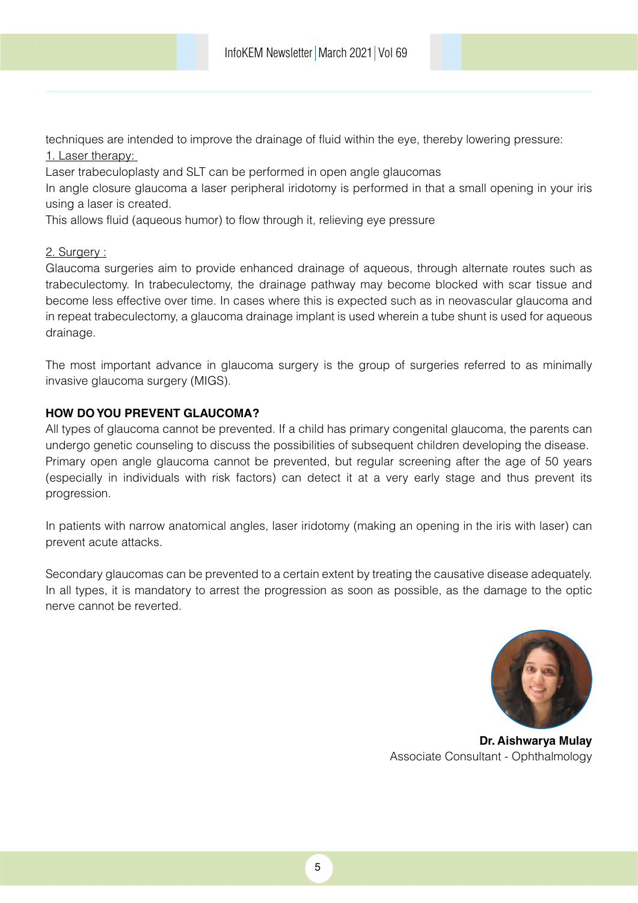techniques are intended to improve the drainage of fluid within the eye, thereby lowering pressure:

1. Laser therapy:

Laser trabeculoplasty and SLT can be performed in open angle glaucomas

In angle closure glaucoma a laser peripheral iridotomy is performed in that a small opening in your iris using a laser is created.

This allows fluid (aqueous humor) to flow through it, relieving eye pressure

2. Surgery :

Glaucoma surgeries aim to provide enhanced drainage of aqueous, through alternate routes such as trabeculectomy. In trabeculectomy, the drainage pathway may become blocked with scar tissue and become less effective over time. In cases where this is expected such as in neovascular glaucoma and in repeat trabeculectomy, a glaucoma drainage implant is used wherein a tube shunt is used for aqueous drainage.

The most important advance in glaucoma surgery is the group of surgeries referred to as minimally invasive glaucoma surgery (MIGS).

**HOW DO YOU PREVENT GLAUCOMA?**

All types of glaucoma cannot be prevented. If a child has primary congenital glaucoma, the parents can undergo genetic counseling to discuss the possibilities of subsequent children developing the disease. Primary open angle glaucoma cannot be prevented, but regular screening after the age of 50 years (especially in individuals with risk factors) can detect it at a very early stage and thus prevent its progression.

In patients with narrow anatomical angles, laser iridotomy (making an opening in the iris with laser) can prevent acute attacks.

Secondary glaucomas can be prevented to a certain extent by treating the causative disease adequately. In all types, it is mandatory to arrest the progression as soon as possible, as the damage to the optic nerve cannot be reverted.

**Dr. Aishwarya Mulay**
Associate Consultant - Ophthalmology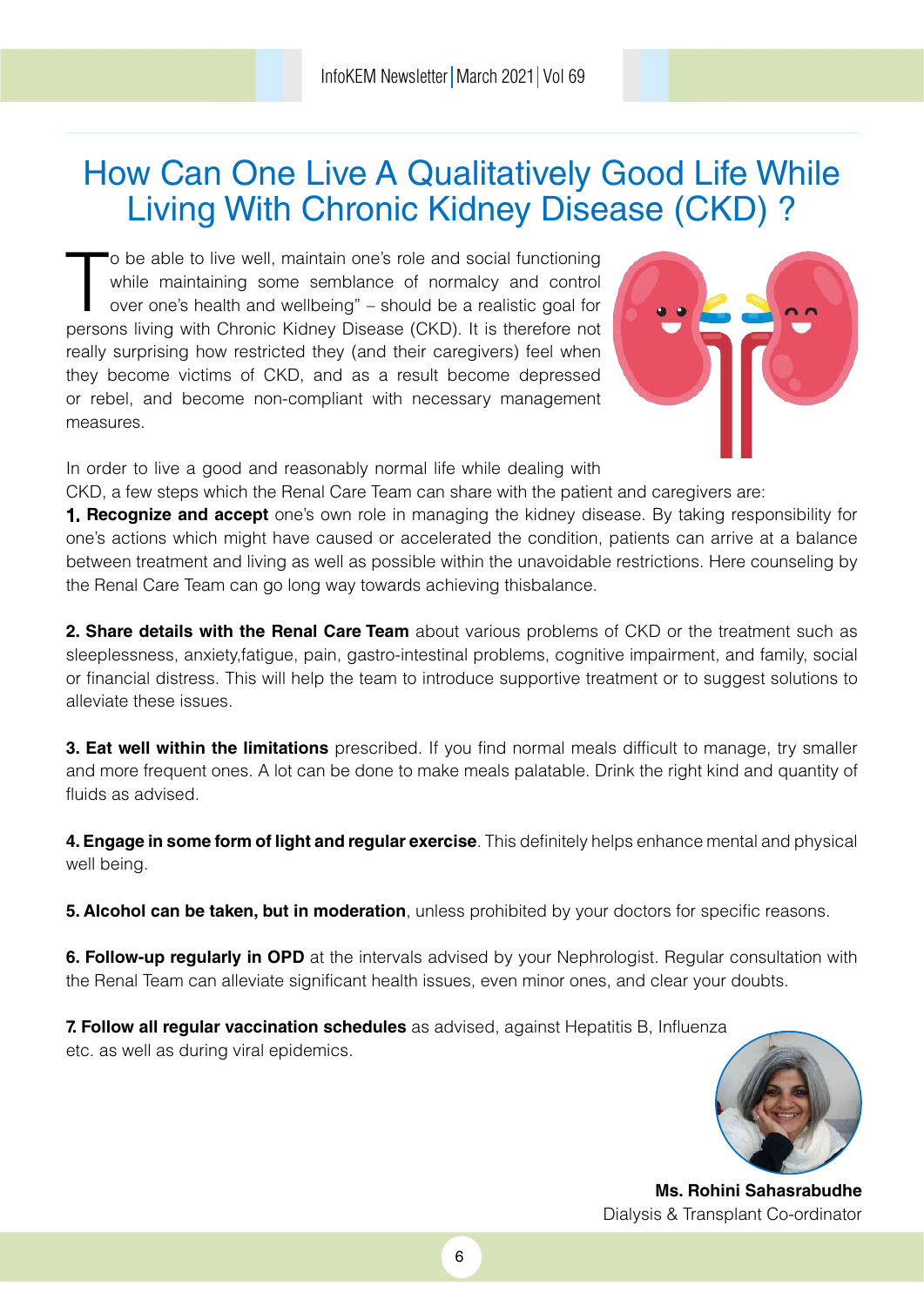# How Can One Live A Qualitatively Good Life While Living With Chronic Kidney Disease (CKD) ?

To be able to live well, maintain one's role and social functioning while maintaining some semblance of normalcy and control over one's health and wellbeing" – should be a realistic goal for persons living with Chronic Kidney Disease (CKD). It is therefore not really surprising how restricted they (and their caregivers) feel when they become victims of CKD, and as a result become depressed or rebel, and become non-compliant with necessary management measures.

In order to live a good and reasonably normal life while dealing with CKD, a few steps which the Renal Care Team can share with the patient and caregivers are:

**1. Recognize and accept** one's own role in managing the kidney disease. By taking responsibility for one's actions which might have caused or accelerated the condition, patients can arrive at a balance between treatment and living as well as possible within the unavoidable restrictions. Here counseling by the Renal Care Team can go long way towards achieving thisbalance.

**2. Share details with the Renal Care Team** about various problems of CKD or the treatment such as sleeplessness, anxiety,fatigue, pain, gastro-intestinal problems, cognitive impairment, and family, social or financial distress. This will help the team to introduce supportive treatment or to suggest solutions to alleviate these issues.

**3. Eat well within the limitations** prescribed. If you find normal meals difficult to manage, try smaller and more frequent ones. A lot can be done to make meals palatable. Drink the right kind and quantity of fluids as advised.

**4. Engage in some form of light and regular exercise**. This definitely helps enhance mental and physical well being.

**5. Alcohol can be taken, but in moderation**, unless prohibited by your doctors for specific reasons.

**6. Follow-up regularly in OPD** at the intervals advised by your Nephrologist. Regular consultation with the Renal Team can alleviate significant health issues, even minor ones, and clear your doubts.

**7. Follow all regular vaccination schedules** as advised, against Hepatitis B, Influenza etc. as well as during viral epidemics.

**Ms. Rohini Sahasrabudhe**
Dialysis & Transplant Co-ordinator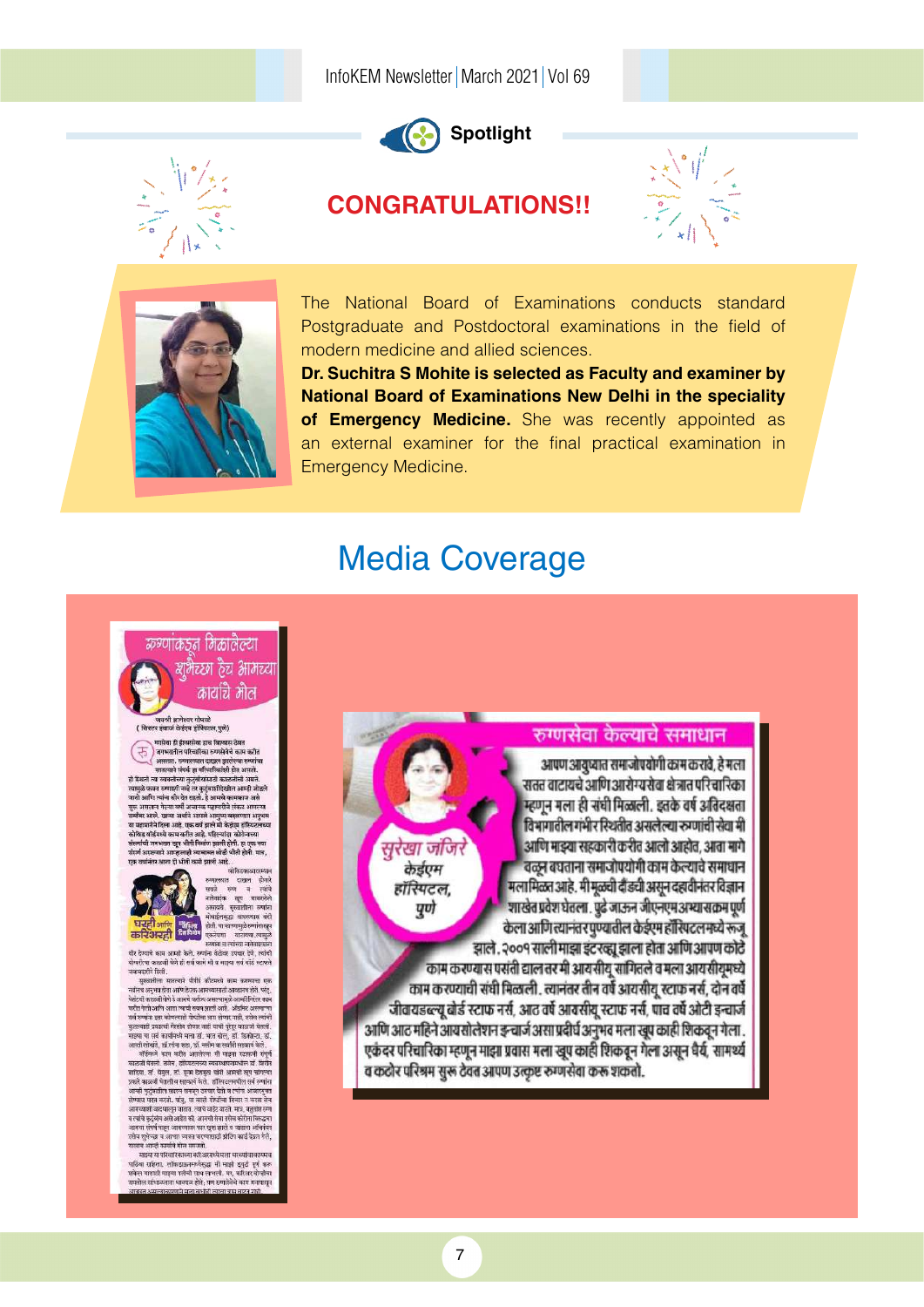## Spotlight

# CONGRATULATIONS!!

The National Board of Examinations conducts standard Postgraduate and Postdoctoral examinations in the field of modern medicine and allied sciences.

**Dr. Suchitra S Mohite is selected as Faculty and examiner by National Board of Examinations New Delhi in the speciality of Emergency Medicine.** She was recently appointed as an external examiner for the final practical examination in Emergency Medicine.

# Media Coverage

## रुग्णांकडून मिळालेल्या शुभेच्छा हेच आमच्या कार्याचे मोल

## रुग्णसेवा केल्याचे समाधान

आपण आयुष्यात समाजोपयोगी काम करावे, हे मला सतत वाटायचे आणि आरोग्यसेवा क्षेत्रात परिचारिका म्हणून मला ही संधी मिळाली. इतके वर्ष अतिदक्षता विभागातील गंभीर स्थितीत असलेल्या रुग्णांची सेवा मी आणि माझ्या सहकारी करीत आलो आहोत, आता मागे वळून बघताना समाजोपयोगी काम केल्याचे समाधान मला मिळत आहे. मी मूळची दौंडची असून दहावीनंतर विज्ञान शाखेत प्रवेश घेतला. पुढे जाऊन जीएनएम अभ्यासक्रम पूर्ण केला आणि त्यानंतर पुण्यातील केईएम हॉस्पिटलमध्ये रूजू झाले. २००१ साली माझा इंटरव्ह्यू झाला होता आणि आपण कोठे काम करण्यास पसंती द्याल तर मी आयसीयू सांगितले व मला आयसीयूमध्ये काम करण्याची संधी मिळाली. त्यानंतर तीन वर्ष आयसीयू स्टाफ नर्स, दोन वर्ष जीवायडब्ल्यू वॉर्ड स्टाफ नर्स, आठ वर्ष आयसीयू स्टाफ नर्स, पाच वर्ष ओटी इन्चार्ज आणि आठ महिने आयसोलेशन इन्चार्ज असा प्रदीर्घ अनुभव मला खूप काही शिकवून गेला. एकंदर परिचारिका म्हणून माझा प्रवास मला खूप काही शिकवून गेला असून धैर्य, सामर्थ्य व कठोर परिश्रम सुरू ठेवत आपण उत्कृष्ट रुग्णसेवा करू शकतो.

सुरेखा जंजिरे
केईएम हॉस्पिटल, पुणे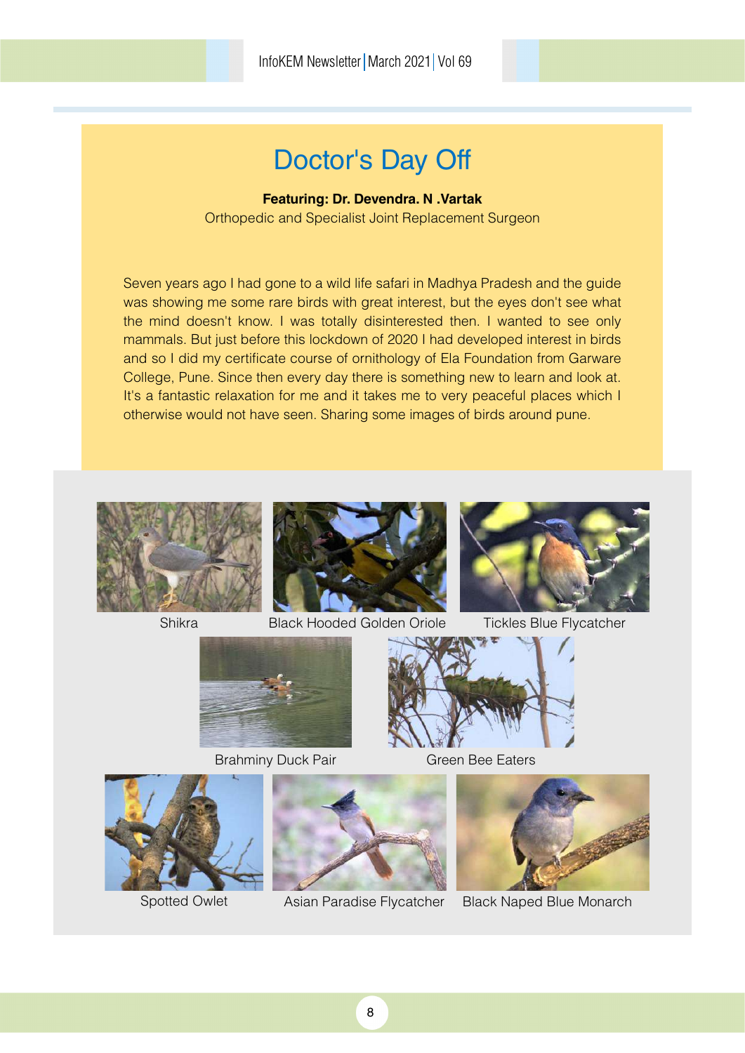# Doctor's Day Off

**Featuring: Dr. Devendra. N .Vartak**
Orthopedic and Specialist Joint Replacement Surgeon

Seven years ago I had gone to a wild life safari in Madhya Pradesh and the guide was showing me some rare birds with great interest, but the eyes don't see what the mind doesn't know. I was totally disinterested then. I wanted to see only mammals. But just before this lockdown of 2020 I had developed interest in birds and so I did my certificate course of ornithology of Ela Foundation from Garware College, Pune. Since then every day there is something new to learn and look at. It's a fantastic relaxation for me and it takes me to very peaceful places which I otherwise would not have seen. Sharing some images of birds around pune.

Shikra

Black Hooded Golden Oriole

Tickles Blue Flycatcher

Brahminy Duck Pair

Green Bee Eaters

Spotted Owlet

Asian Paradise Flycatcher

Black Naped Blue Monarch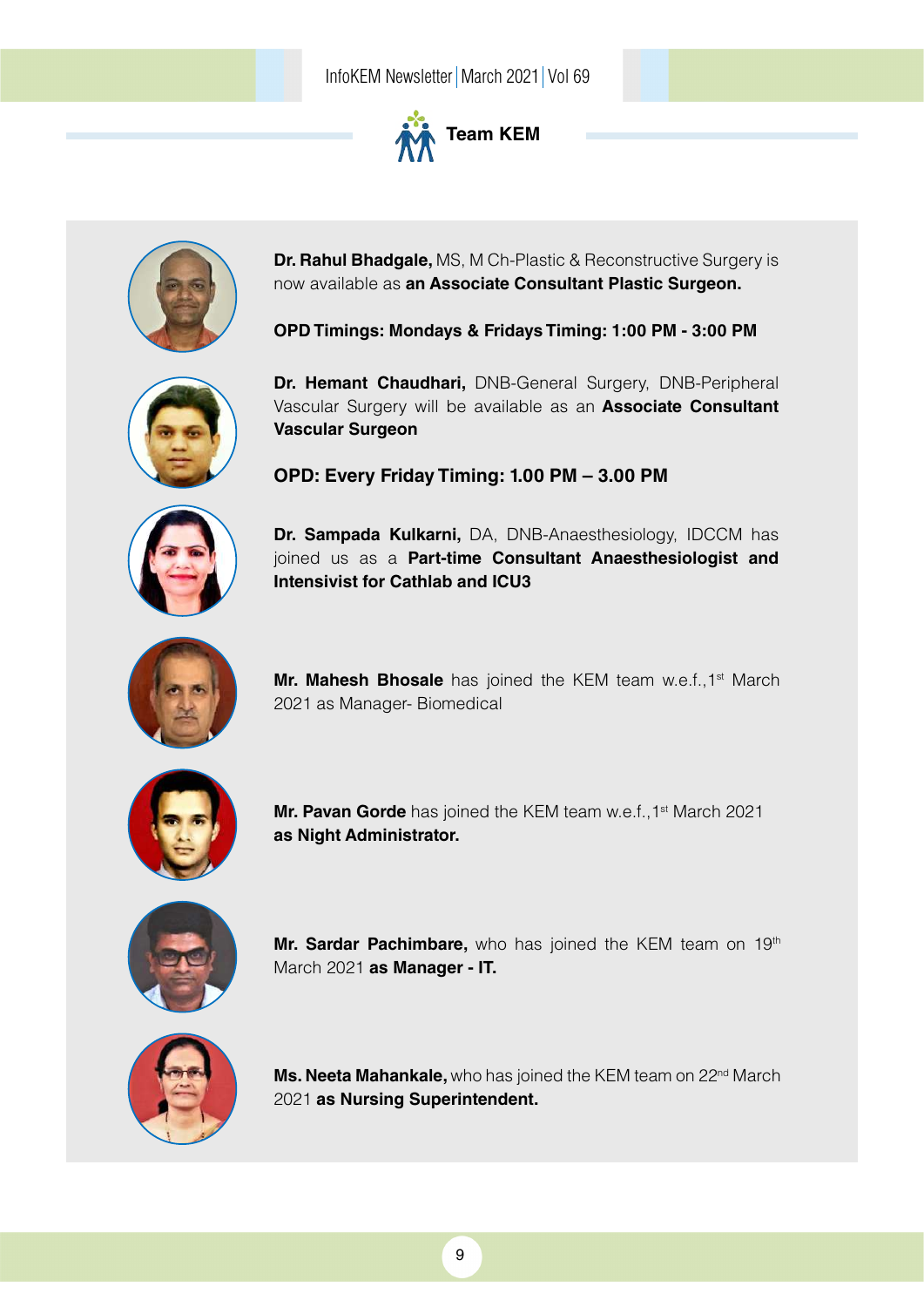## Team KEM

**Dr. Rahul Bhadgale,** MS, M Ch-Plastic & Reconstructive Surgery is now available as **an Associate Consultant Plastic Surgeon.**

**OPD Timings: Mondays & Fridays Timing: 1:00 PM - 3:00 PM**

**Dr. Hemant Chaudhari,** DNB-General Surgery, DNB-Peripheral Vascular Surgery will be available as an **Associate Consultant Vascular Surgeon**

**OPD: Every Friday Timing: 1.00 PM – 3.00 PM**

**Dr. Sampada Kulkarni,** DA, DNB-Anaesthesiology, IDCCM has joined us as a **Part-time Consultant Anaesthesiologist and Intensivist for Cathlab and ICU3**

**Mr. Mahesh Bhosale** has joined the KEM team w.e.f.,1st March 2021 as Manager- Biomedical

**Mr. Pavan Gorde** has joined the KEM team w.e.f.,1st March 2021 **as Night Administrator.**

**Mr. Sardar Pachimbare,** who has joined the KEM team on 19th March 2021 **as Manager - IT.**

**Ms. Neeta Mahankale,** who has joined the KEM team on 22nd March 2021 **as Nursing Superintendent.**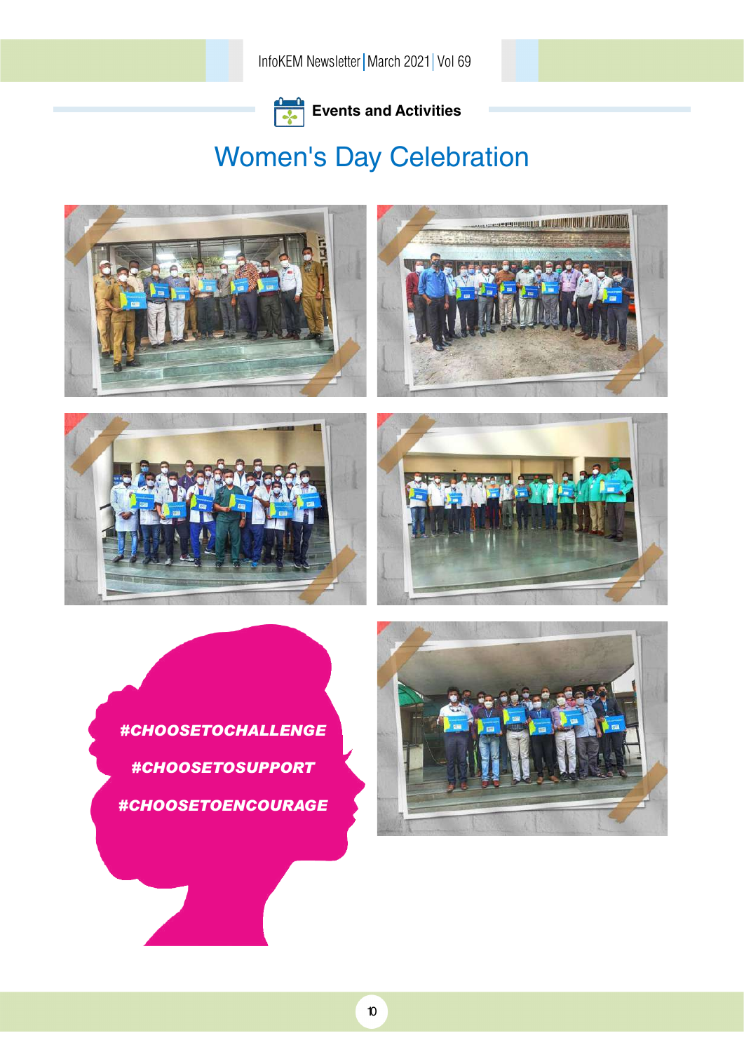Events and Activities

# Women's Day Celebration

#CHOOSETOCHALLENGE

#CHOOSETOSUPPORT

#CHOOSETOENCOURAGE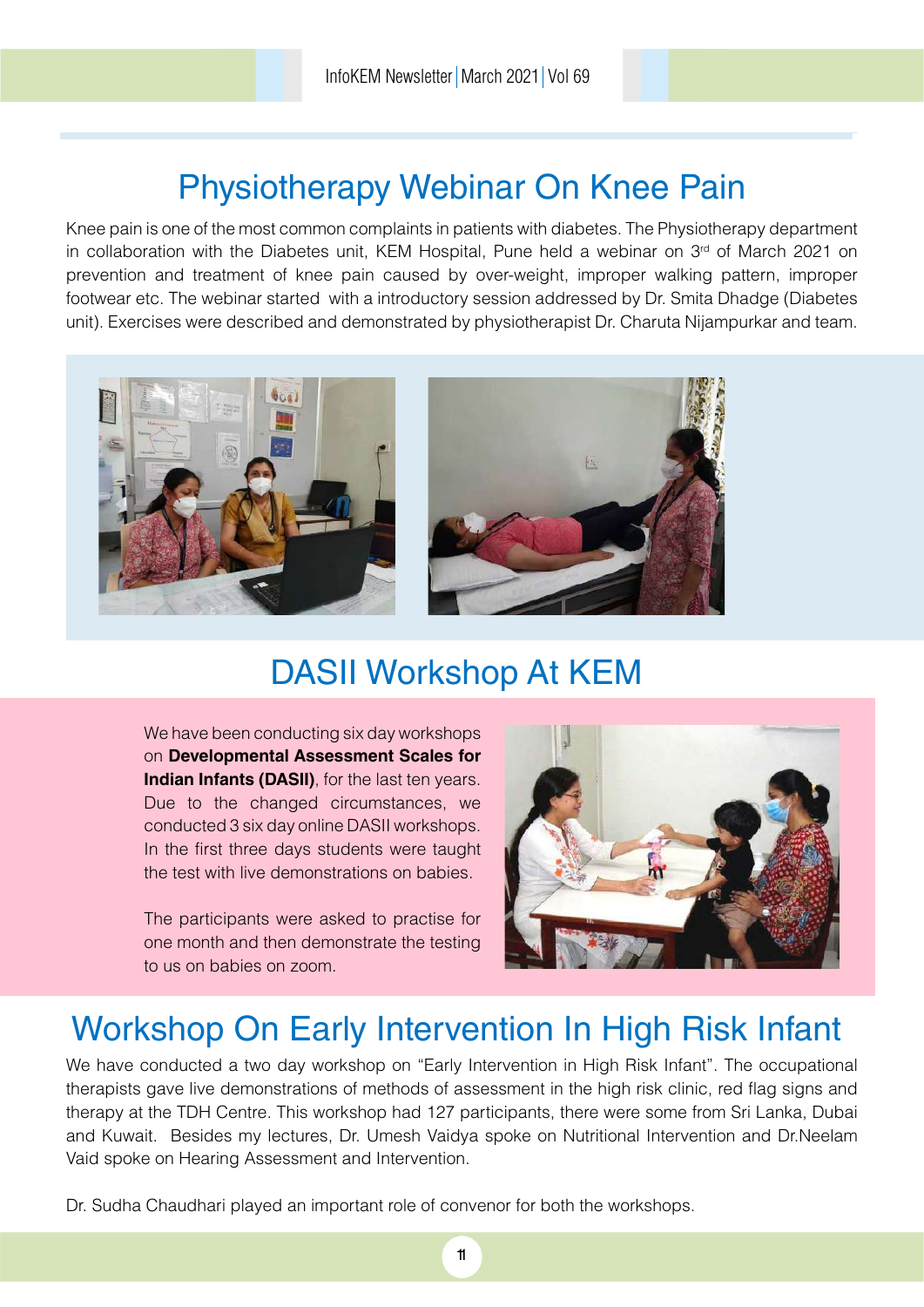# Physiotherapy Webinar On Knee Pain

Knee pain is one of the most common complaints in patients with diabetes. The Physiotherapy department in collaboration with the Diabetes unit, KEM Hospital, Pune held a webinar on 3rd of March 2021 on prevention and treatment of knee pain caused by over-weight, improper walking pattern, improper footwear etc. The webinar started with a introductory session addressed by Dr. Smita Dhadge (Diabetes unit). Exercises were described and demonstrated by physiotherapist Dr. Charuta Nijampurkar and team.

# DASII Workshop At KEM

We have been conducting six day workshops on **Developmental Assessment Scales for Indian Infants (DASII)**, for the last ten years. Due to the changed circumstances, we conducted 3 six day online DASII workshops. In the first three days students were taught the test with live demonstrations on babies.

The participants were asked to practise for one month and then demonstrate the testing to us on babies on zoom.

# Workshop On Early Intervention In High Risk Infant

We have conducted a two day workshop on "Early Intervention in High Risk Infant". The occupational therapists gave live demonstrations of methods of assessment in the high risk clinic, red flag signs and therapy at the TDH Centre. This workshop had 127 participants, there were some from Sri Lanka, Dubai and Kuwait. Besides my lectures, Dr. Umesh Vaidya spoke on Nutritional Intervention and Dr.Neelam Vaid spoke on Hearing Assessment and Intervention.

Dr. Sudha Chaudhari played an important role of convenor for both the workshops.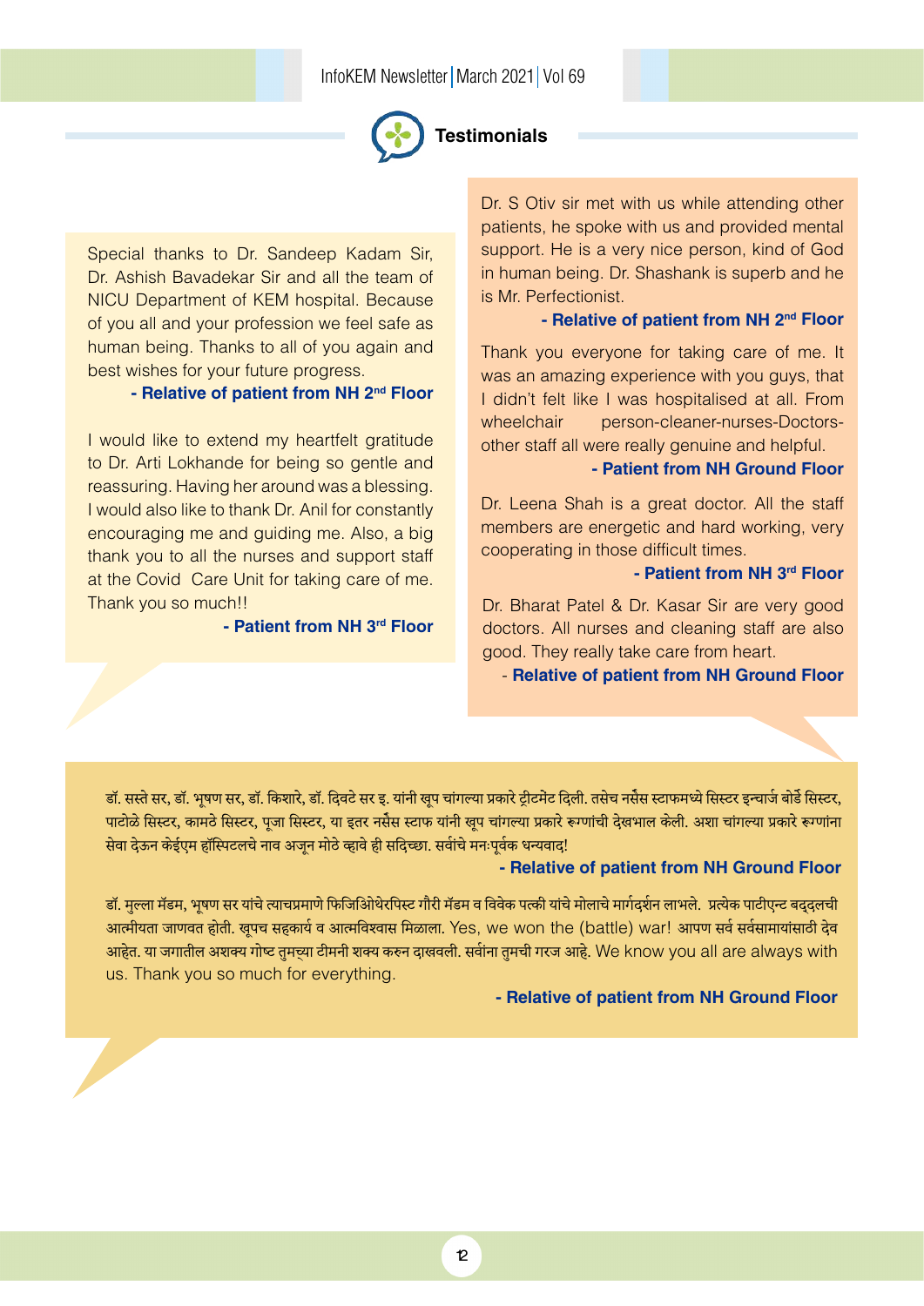## Testimonials

Special thanks to Dr. Sandeep Kadam Sir, Dr. Ashish Bavadekar Sir and all the team of NICU Department of KEM hospital. Because of you all and your profession we feel safe as human being. Thanks to all of you again and best wishes for your future progress.

**- Relative of patient from NH 2nd Floor**

I would like to extend my heartfelt gratitude to Dr. Arti Lokhande for being so gentle and reassuring. Having her around was a blessing. I would also like to thank Dr. Anil for constantly encouraging me and guiding me. Also, a big thank you to all the nurses and support staff at the Covid Care Unit for taking care of me. Thank you so much!!

**- Patient from NH 3rd Floor**

Dr. S Otiv sir met with us while attending other patients, he spoke with us and provided mental support. He is a very nice person, kind of God in human being. Dr. Shashank is superb and he is Mr. Perfectionist.

**- Relative of patient from NH 2nd Floor**

Thank you everyone for taking care of me. It was an amazing experience with you guys, that I didn't felt like I was hospitalised at all. From wheelchair person-cleaner-nurses-Doctors-other staff all were really genuine and helpful.

**- Patient from NH Ground Floor**

Dr. Leena Shah is a great doctor. All the staff members are energetic and hard working, very cooperating in those difficult times.

**- Patient from NH 3rd Floor**

Dr. Bharat Patel & Dr. Kasar Sir are very good doctors. All nurses and cleaning staff are also good. They really take care from heart.

**- Relative of patient from NH Ground Floor**

डॉ. सस्ते सर, डॉ. भूषण सर, डॉ. किशारे, डॉ. दिवटे सर इ. यांनी खूप चांगल्या प्रकारे ट्रीटमेंट दिली. तसेच नर्सेस स्टाफमध्ये सिस्टर इन्चार्ज बोर्डे सिस्टर, पाटोळे सिस्टर, कामठे सिस्टर, पूजा सिस्टर, या इतर नर्सेस स्टाफ यांनी खूप चांगल्या प्रकारे रूग्णांची देखभाल केली. अशा चांगल्या प्रकारे रुग्णांना सेवा देऊन केईएम हॉस्पिटलचे नाव अजून मोठे व्हावे ही सदिच्छा. सर्वांचे मनःपूर्वक धन्यवाद!

**- Relative of patient from NH Ground Floor**

डॉ. मुल्ला मॅडम, भूषण सर यांचे त्याचप्रमाणे फिजिओथेरपिस्ट गौरी मॅडम व विवेक पत्की यांचे मोलाचे मार्गदर्शन लाभले. प्रत्येक पाटीएन्ट बद्दलची आत्मीयता जाणवत होती. खूपच सहकार्य व आत्मविश्वास मिळाला. Yes, we won the (battle) war! आपण सर्व सर्वसामायांसाठी देव आहेत. या जगातील अशक्य गोष्ट तुमच्या टीमनी शक्य करुन दाखवली. सर्वांना तुमची गरज आहे. We know you all are always with us. Thank you so much for everything.

**- Relative of patient from NH Ground Floor**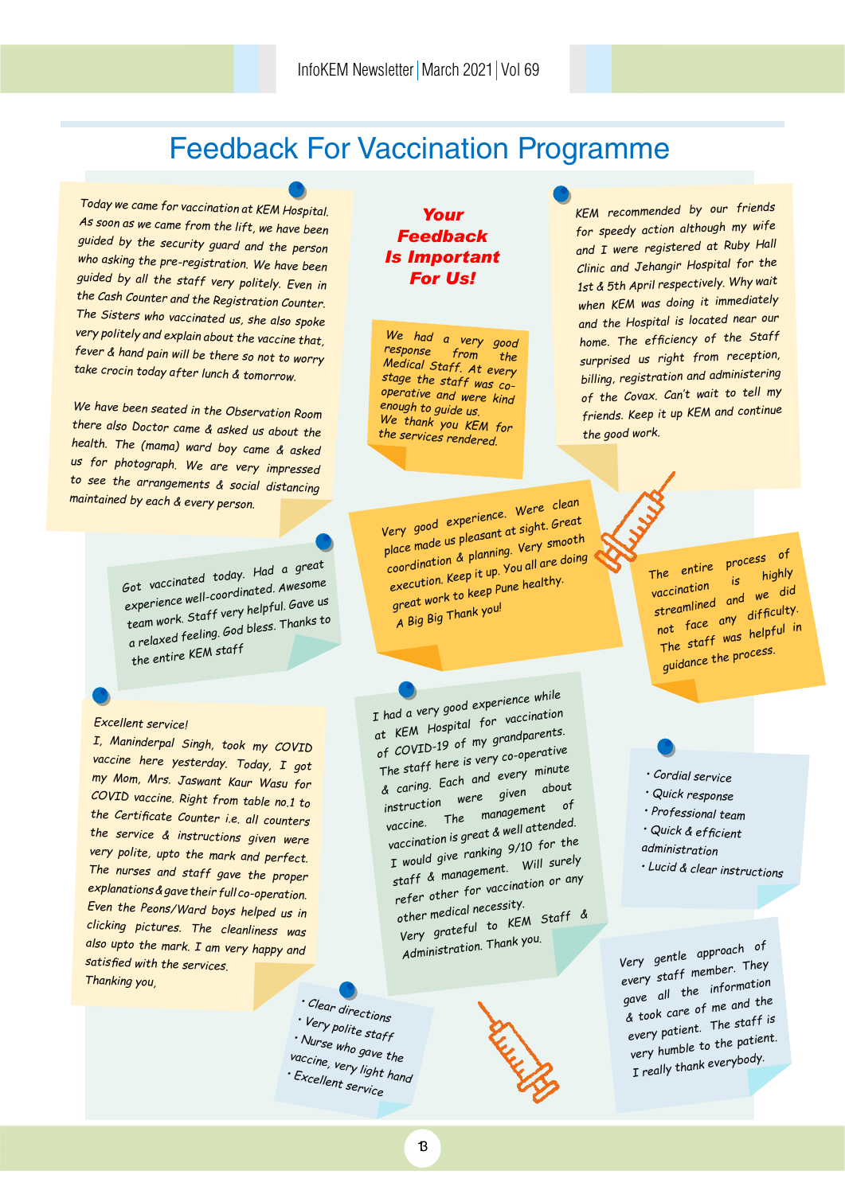# Feedback For Vaccination Programme

Today we came for vaccination at KEM Hospital. As soon as we came from the lift, we have been guided by the security guard and the person who asking the pre-registration. We have been guided by all the staff very politely. Even in the Cash Counter and the Registration Counter. The Sisters who vaccinated us, she also spoke very politely and explain about the vaccine that, fever & hand pain will be there so not to worry take crocin today after lunch & tomorrow.

We have been seated in the Observation Room there also Doctor came & asked us about the health. The (mama) ward boy came & asked us for photograph. We are very impressed to see the arrangements & social distancing maintained by each & every person.

**Your Feedback Is Important For Us!**

We had a very good response from the Medical Staff. At every stage the staff was co-operative and were kind enough to guide us. We thank you KEM for the services rendered.

KEM recommended by our friends for speedy action although my wife and I were registered at Ruby Hall Clinic and Jehangir Hospital for the 1st & 5th April respectively. Why wait when KEM was doing it immediately and the Hospital is located near our home. The efficiency of the Staff surprised us right from reception, billing, registration and administering of the Covax. Can't wait to tell my friends. Keep it up KEM and continue the good work.

Got vaccinated today. Had a great experience well-coordinated. Awesome team work. Staff very helpful. Gave us a relaxed feeling. God bless. Thanks to the entire KEM staff

Very good experience. Were clean place made us pleasant at sight. Great coordination & planning. Very smooth execution. Keep it up. You all are doing great work to keep Pune healthy. A Big Big Thank you!

The entire process of vaccination is highly streamlined and we did not face any difficulty. The staff was helpful in guidance the process.

Excellent service!
I, Maninderpal Singh, took my COVID vaccine here yesterday. Today, I got my Mom, Mrs. Jaswant Kaur Wasu for COVID vaccine. Right from table no.1 to the Certificate Counter i.e. all counters the service & instructions given were very polite, upto the mark and perfect. The nurses and staff gave the proper explanations & gave their full co-operation. Even the Peons/Ward boys helped us in clicking pictures. The cleanliness was also upto the mark. I am very happy and satisfied with the services.
Thanking you,

I had a very good experience while at KEM Hospital for vaccination of COVID-19 of my grandparents. The staff here is very co-operative & caring. Each and every minute instruction were given about vaccine. The management of vaccination is great & well attended. I would give ranking 9/10 for the staff & management. Will surely refer other for vaccination or any other medical necessity. Very grateful to KEM Staff & Administration. Thank you.

- Cordial service
- Quick response
- Professional team
- Quick & efficient administration
- Lucid & clear instructions

- Clear directions
- Very polite staff
- Nurse who gave the vaccine, very light hand
- Excellent service

Very gentle approach of every staff member. They gave all the information & took care of me and the every patient. The staff is very humble to the patient. I really thank everybody.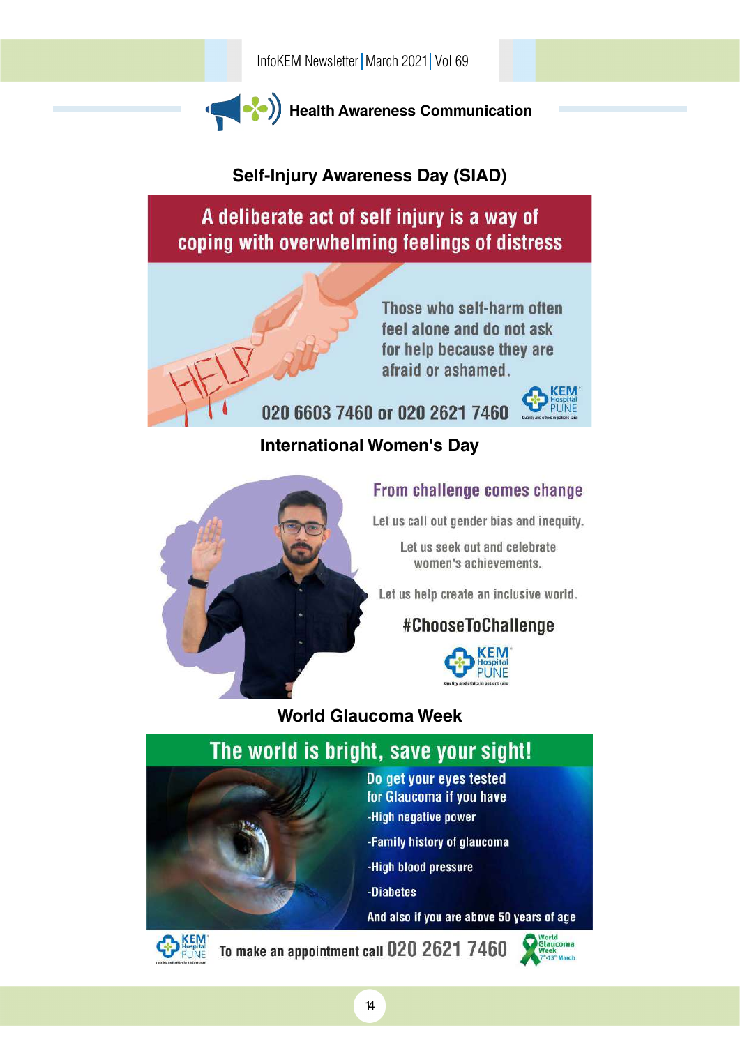## Health Awareness Communication

### Self-Injury Awareness Day (SIAD)

**A deliberate act of self injury is a way of coping with overwhelming feelings of distress**

HELP

Those who self-harm often feel alone and do not ask for help because they are afraid or ashamed.

020 6603 7460 or 020 2621 7460

KEM Hospital PUNE

Quality and ethics in patient care

### International Women's Day

**From challenge comes change**

Let us call out gender bias and inequity.

Let us seek out and celebrate women's achievements.

Let us help create an inclusive world.

**#ChooseToChallenge**

KEM Hospital PUNE

Quality and ethics in patient care

### World Glaucoma Week

**The world is bright, save your sight!**

Do get your eyes tested for Glaucoma if you have

- -High negative power
- -Family history of glaucoma
- -High blood pressure
- -Diabetes

And also if you are above 50 years of age

KEM Hospital PUNE

Quality and ethics in patient care

To make an appointment call 020 2621 7460

World Glaucoma Week 7th-13th March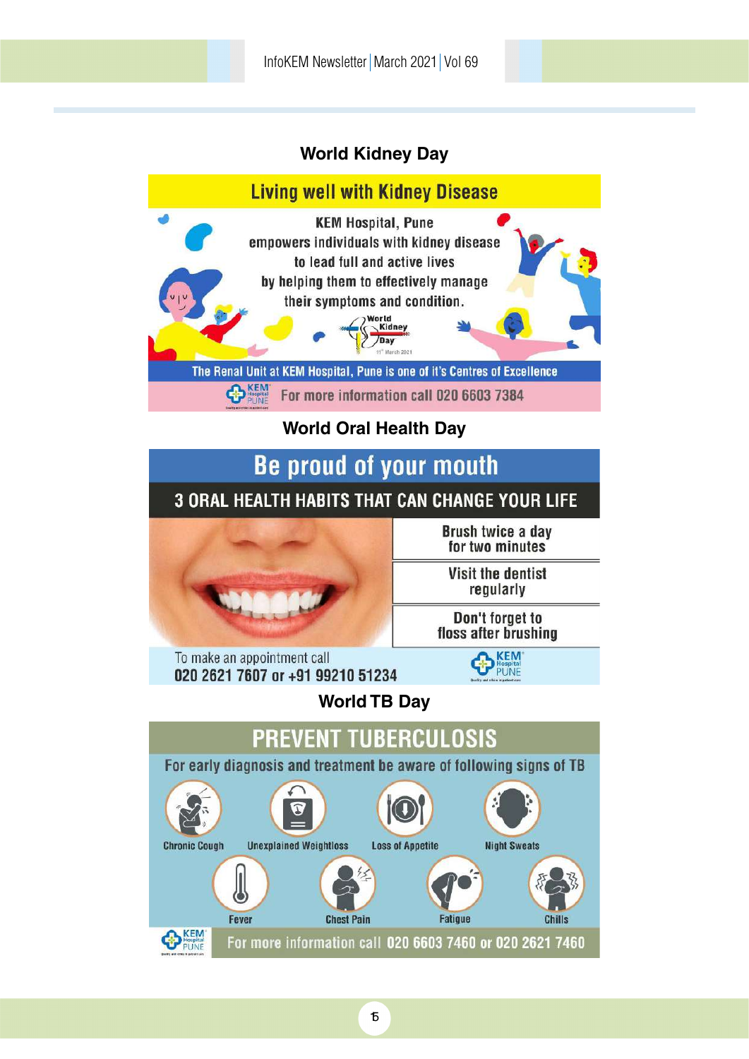## World Kidney Day

### Living well with Kidney Disease

KEM Hospital, Pune
empowers individuals with kidney disease
to lead full and active lives
by helping them to effectively manage
their symptoms and condition.

World Kidney Day
11th March 2021

The Renal Unit at KEM Hospital, Pune is one of it's Centres of Excellence

KEM Hospital PUNE

For more information call 020 6603 7384

## World Oral Health Day

### Be proud of your mouth

**3 ORAL HEALTH HABITS THAT CAN CHANGE YOUR LIFE**

- Brush twice a day for two minutes
- Visit the dentist regularly
- Don't forget to floss after brushing

To make an appointment call
020 2621 7607 or +91 99210 51234

KEM Hospital PUNE

## World TB Day

### PREVENT TUBERCULOSIS

For early diagnosis and treatment be aware of following signs of TB

- Chronic Cough
- Unexplained Weightloss
- Loss of Appetite
- Night Sweats
- Fever
- Chest Pain
- Fatigue
- Chills

KEM Hospital PUNE

For more information call 020 6603 7460 or 020 2621 7460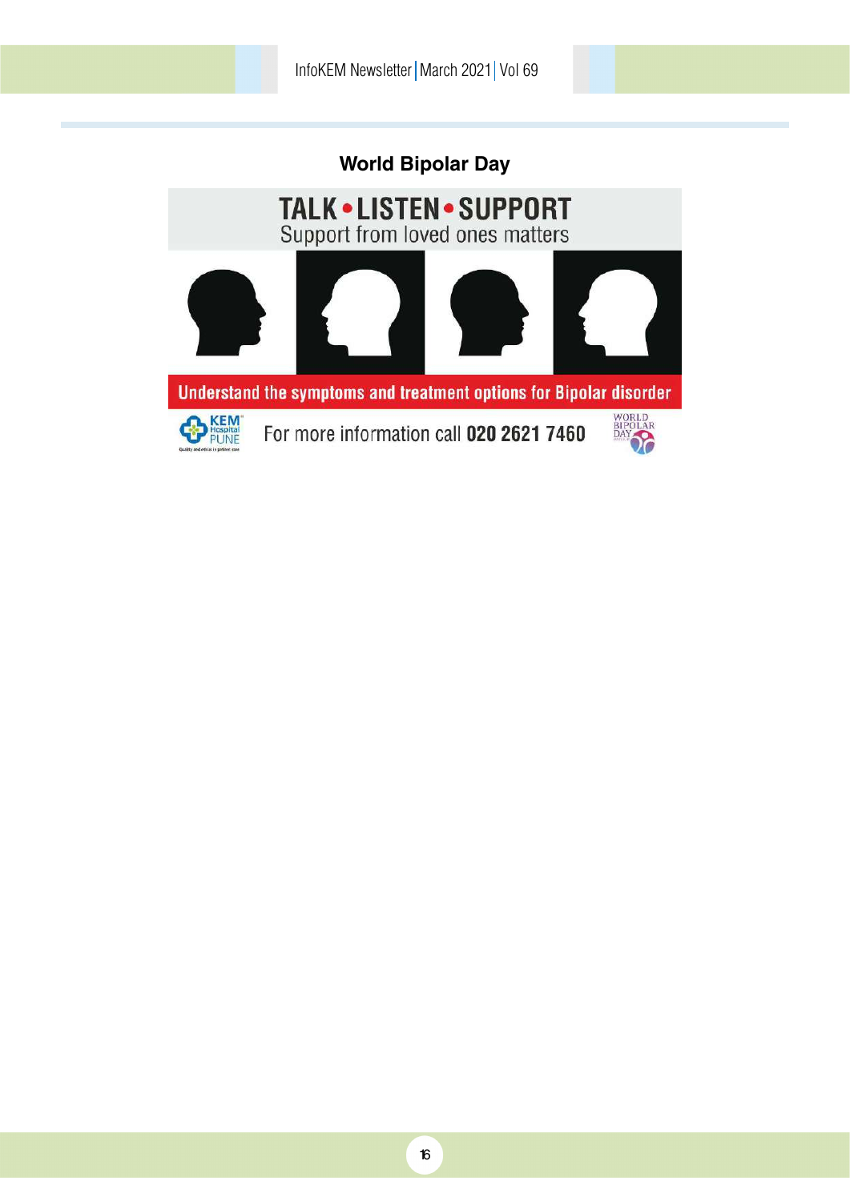## World Bipolar Day

TALK • LISTEN • SUPPORT

Support from loved ones matters

Understand the symptoms and treatment options for Bipolar disorder

KEM Hospital PUNE

For more information call **020 2621 7460**

WORLD BIPOLAR DAY